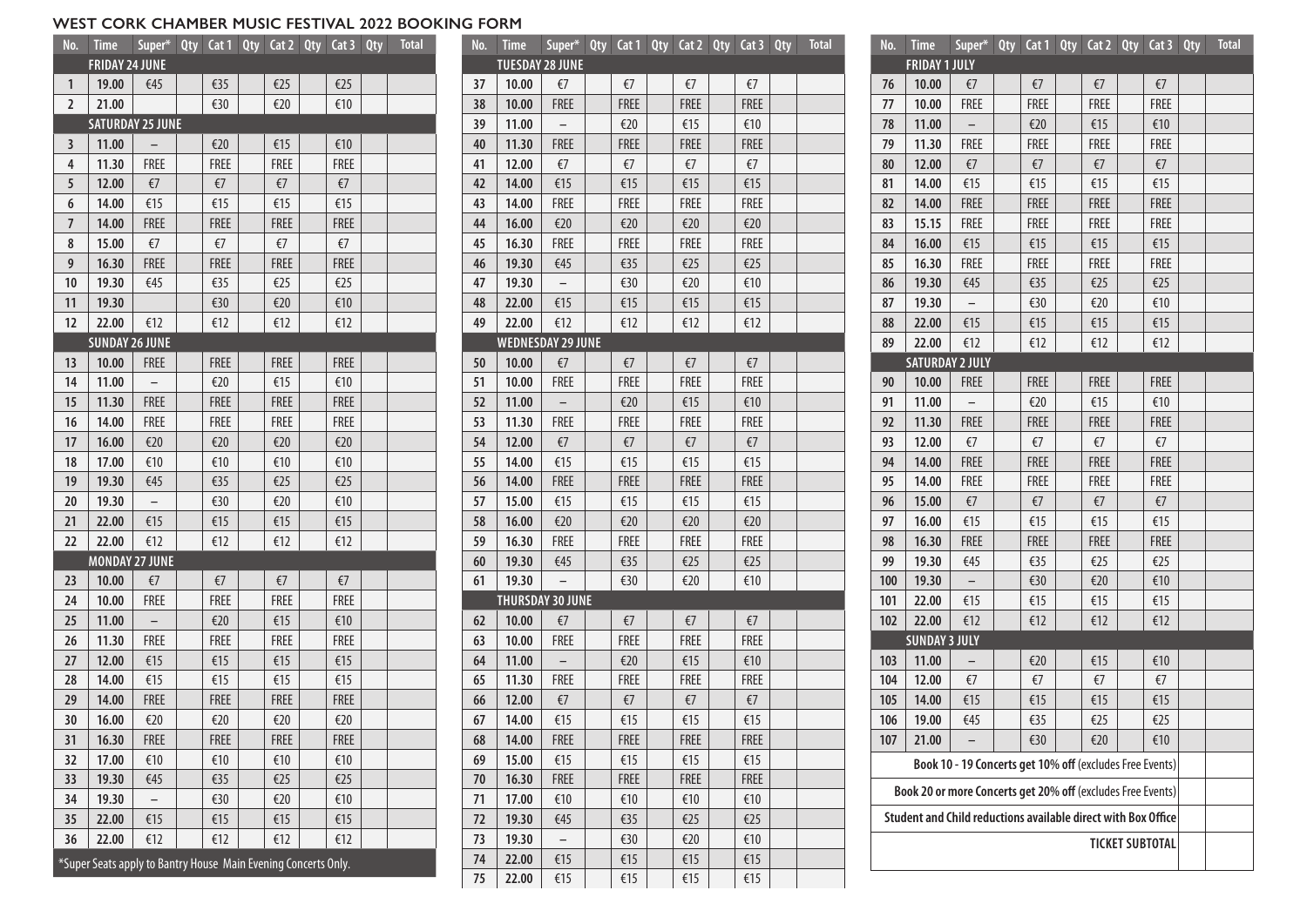# WEST CORK CHAMBER MUSIC FESTIVAL 2022 BOOKING FORM

| No. | Time | Super* | Qty | Cat 1 | Qty | Cat 2 | Qty | Cat 3 | Qty | Total |
|---|---|---|---|---|---|---|---|---|---|---|
| **FRIDAY 24 JUNE** | | | | | | | | | | |
| 1 | 19.00 | €45 | | €35 | | €25 | | €25 | | |
| 2 | 21.00 | | | €30 | | €20 | | €10 | | |
| **SATURDAY 25 JUNE** | | | | | | | | | | |
| 3 | 11.00 | – | | €20 | | €15 | | €10 | | |
| 4 | 11.30 | FREE | | FREE | | FREE | | FREE | | |
| 5 | 12.00 | €7 | | €7 | | €7 | | €7 | | |
| 6 | 14.00 | €15 | | €15 | | €15 | | €15 | | |
| 7 | 14.00 | FREE | | FREE | | FREE | | FREE | | |
| 8 | 15.00 | €7 | | €7 | | €7 | | €7 | | |
| 9 | 16.30 | FREE | | FREE | | FREE | | FREE | | |
| 10 | 19.30 | €45 | | €35 | | €25 | | €25 | | |
| 11 | 19.30 | | | €30 | | €20 | | €10 | | |
| 12 | 22.00 | €12 | | €12 | | €12 | | €12 | | |
| **SUNDAY 26 JUNE** | | | | | | | | | | |
| 13 | 10.00 | FREE | | FREE | | FREE | | FREE | | |
| 14 | 11.00 | – | | €20 | | €15 | | €10 | | |
| 15 | 11.30 | FREE | | FREE | | FREE | | FREE | | |
| 16 | 14.00 | FREE | | FREE | | FREE | | FREE | | |
| 17 | 16.00 | €20 | | €20 | | €20 | | €20 | | |
| 18 | 17.00 | €10 | | €10 | | €10 | | €10 | | |
| 19 | 19.30 | €45 | | €35 | | €25 | | €25 | | |
| 20 | 19.30 | – | | €30 | | €20 | | €10 | | |
| 21 | 22.00 | €15 | | €15 | | €15 | | €15 | | |
| 22 | 22.00 | €12 | | €12 | | €12 | | €12 | | |
| **MONDAY 27 JUNE** | | | | | | | | | | |
| 23 | 10.00 | €7 | | €7 | | €7 | | €7 | | |
| 24 | 10.00 | FREE | | FREE | | FREE | | FREE | | |
| 25 | 11.00 | – | | €20 | | €15 | | €10 | | |
| 26 | 11.30 | FREE | | FREE | | FREE | | FREE | | |
| 27 | 12.00 | €15 | | €15 | | €15 | | €15 | | |
| 28 | 14.00 | €15 | | €15 | | €15 | | €15 | | |
| 29 | 14.00 | FREE | | FREE | | FREE | | FREE | | |
| 30 | 16.00 | €20 | | €20 | | €20 | | €20 | | |
| 31 | 16.30 | FREE | | FREE | | FREE | | FREE | | |
| 32 | 17.00 | €10 | | €10 | | €10 | | €10 | | |
| 33 | 19.30 | €45 | | €35 | | €25 | | €25 | | |
| 34 | 19.30 | – | | €30 | | €20 | | €10 | | |
| 35 | 22.00 | €15 | | €15 | | €15 | | €15 | | |
| 36 | 22.00 | €12 | | €12 | | €12 | | €12 | | |

*Super Seats apply to Bantry House Main Evening Concerts Only.

| No. | Time | Super* | Qty | Cat 1 | Qty | Cat 2 | Qty | Cat 3 | Qty | Total |
|---|---|---|---|---|---|---|---|---|---|---|
| **TUESDAY 28 JUNE** | | | | | | | | | | |
| 37 | 10.00 | €7 | | €7 | | €7 | | €7 | | |
| 38 | 10.00 | FREE | | FREE | | FREE | | FREE | | |
| 39 | 11.00 | – | | €20 | | €15 | | €10 | | |
| 40 | 11.30 | FREE | | FREE | | FREE | | FREE | | |
| 41 | 12.00 | €7 | | €7 | | €7 | | €7 | | |
| 42 | 14.00 | €15 | | €15 | | €15 | | €15 | | |
| 43 | 14.00 | FREE | | FREE | | FREE | | FREE | | |
| 44 | 16.00 | €20 | | €20 | | €20 | | €20 | | |
| 45 | 16.30 | FREE | | FREE | | FREE | | FREE | | |
| 46 | 19.30 | €45 | | €35 | | €25 | | €25 | | |
| 47 | 19.30 | – | | €30 | | €20 | | €10 | | |
| 48 | 22.00 | €15 | | €15 | | €15 | | €15 | | |
| 49 | 22.00 | €12 | | €12 | | €12 | | €12 | | |
| **WEDNESDAY 29 JUNE** | | | | | | | | | | |
| 50 | 10.00 | €7 | | €7 | | €7 | | €7 | | |
| 51 | 10.00 | FREE | | FREE | | FREE | | FREE | | |
| 52 | 11.00 | – | | €20 | | €15 | | €10 | | |
| 53 | 11.30 | FREE | | FREE | | FREE | | FREE | | |
| 54 | 12.00 | €7 | | €7 | | €7 | | €7 | | |
| 55 | 14.00 | €15 | | €15 | | €15 | | €15 | | |
| 56 | 14.00 | FREE | | FREE | | FREE | | FREE | | |
| 57 | 15.00 | €15 | | €15 | | €15 | | €15 | | |
| 58 | 16.00 | €20 | | €20 | | €20 | | €20 | | |
| 59 | 16.30 | FREE | | FREE | | FREE | | FREE | | |
| 60 | 19.30 | €45 | | €35 | | €25 | | €25 | | |
| 61 | 19.30 | – | | €30 | | €20 | | €10 | | |
| **THURSDAY 30 JUNE** | | | | | | | | | | |
| 62 | 10.00 | €7 | | €7 | | €7 | | €7 | | |
| 63 | 10.00 | FREE | | FREE | | FREE | | FREE | | |
| 64 | 11.00 | – | | €20 | | €15 | | €10 | | |
| 65 | 11.30 | FREE | | FREE | | FREE | | FREE | | |
| 66 | 12.00 | €7 | | €7 | | €7 | | €7 | | |
| 67 | 14.00 | €15 | | €15 | | €15 | | €15 | | |
| 68 | 14.00 | FREE | | FREE | | FREE | | FREE | | |
| 69 | 15.00 | €15 | | €15 | | €15 | | €15 | | |
| 70 | 16.30 | FREE | | FREE | | FREE | | FREE | | |
| 71 | 17.00 | €10 | | €10 | | €10 | | €10 | | |
| 72 | 19.30 | €45 | | €35 | | €25 | | €25 | | |
| 73 | 19.30 | – | | €30 | | €20 | | €10 | | |
| 74 | 22.00 | €15 | | €15 | | €15 | | €15 | | |
| 75 | 22.00 | €15 | | €15 | | €15 | | €15 | | |

| No. | Time | Super* | Qty | Cat 1 | Qty | Cat 2 | Qty | Cat 3 | Qty | Total |
|---|---|---|---|---|---|---|---|---|---|---|
| **FRIDAY 1 JULY** | | | | | | | | | | |
| 76 | 10.00 | €7 | | €7 | | €7 | | €7 | | |
| 77 | 10.00 | FREE | | FREE | | FREE | | FREE | | |
| 78 | 11.00 | – | | €20 | | €15 | | €10 | | |
| 79 | 11.30 | FREE | | FREE | | FREE | | FREE | | |
| 80 | 12.00 | €7 | | €7 | | €7 | | €7 | | |
| 81 | 14.00 | €15 | | €15 | | €15 | | €15 | | |
| 82 | 14.00 | FREE | | FREE | | FREE | | FREE | | |
| 83 | 15.15 | FREE | | FREE | | FREE | | FREE | | |
| 84 | 16.00 | €15 | | €15 | | €15 | | €15 | | |
| 85 | 16.30 | FREE | | FREE | | FREE | | FREE | | |
| 86 | 19.30 | €45 | | €35 | | €25 | | €25 | | |
| 87 | 19.30 | – | | €30 | | €20 | | €10 | | |
| 88 | 22.00 | €15 | | €15 | | €15 | | €15 | | |
| 89 | 22.00 | €12 | | €12 | | €12 | | €12 | | |
| **SATURDAY 2 JULY** | | | | | | | | | | |
| 90 | 10.00 | FREE | | FREE | | FREE | | FREE | | |
| 91 | 11.00 | – | | €20 | | €15 | | €10 | | |
| 92 | 11.30 | FREE | | FREE | | FREE | | FREE | | |
| 93 | 12.00 | €7 | | €7 | | €7 | | €7 | | |
| 94 | 14.00 | FREE | | FREE | | FREE | | FREE | | |
| 95 | 14.00 | FREE | | FREE | | FREE | | FREE | | |
| 96 | 15.00 | €7 | | €7 | | €7 | | €7 | | |
| 97 | 16.00 | €15 | | €15 | | €15 | | €15 | | |
| 98 | 16.30 | FREE | | FREE | | FREE | | FREE | | |
| 99 | 19.30 | €45 | | €35 | | €25 | | €25 | | |
| 100 | 19.30 | – | | €30 | | €20 | | €10 | | |
| 101 | 22.00 | €15 | | €15 | | €15 | | €15 | | |
| 102 | 22.00 | €12 | | €12 | | €12 | | €12 | | |
| **SUNDAY 3 JULY** | | | | | | | | | | |
| 103 | 11.00 | – | | €20 | | €15 | | €10 | | |
| 104 | 12.00 | €7 | | €7 | | €7 | | €7 | | |
| 105 | 14.00 | €15 | | €15 | | €15 | | €15 | | |
| 106 | 19.00 | €45 | | €35 | | €25 | | €25 | | |
| 107 | 21.00 | – | | €30 | | €20 | | €10 | | |

| | | |
|---|---|---|
| **Book 10 - 19 Concerts get 10% off** (excludes Free Events) | | |
| **Book 20 or more Concerts get 20% off** (excludes Free Events) | | |
| **Student and Child reductions available direct with Box Office** | | |
| **TICKET SUBTOTAL** | | |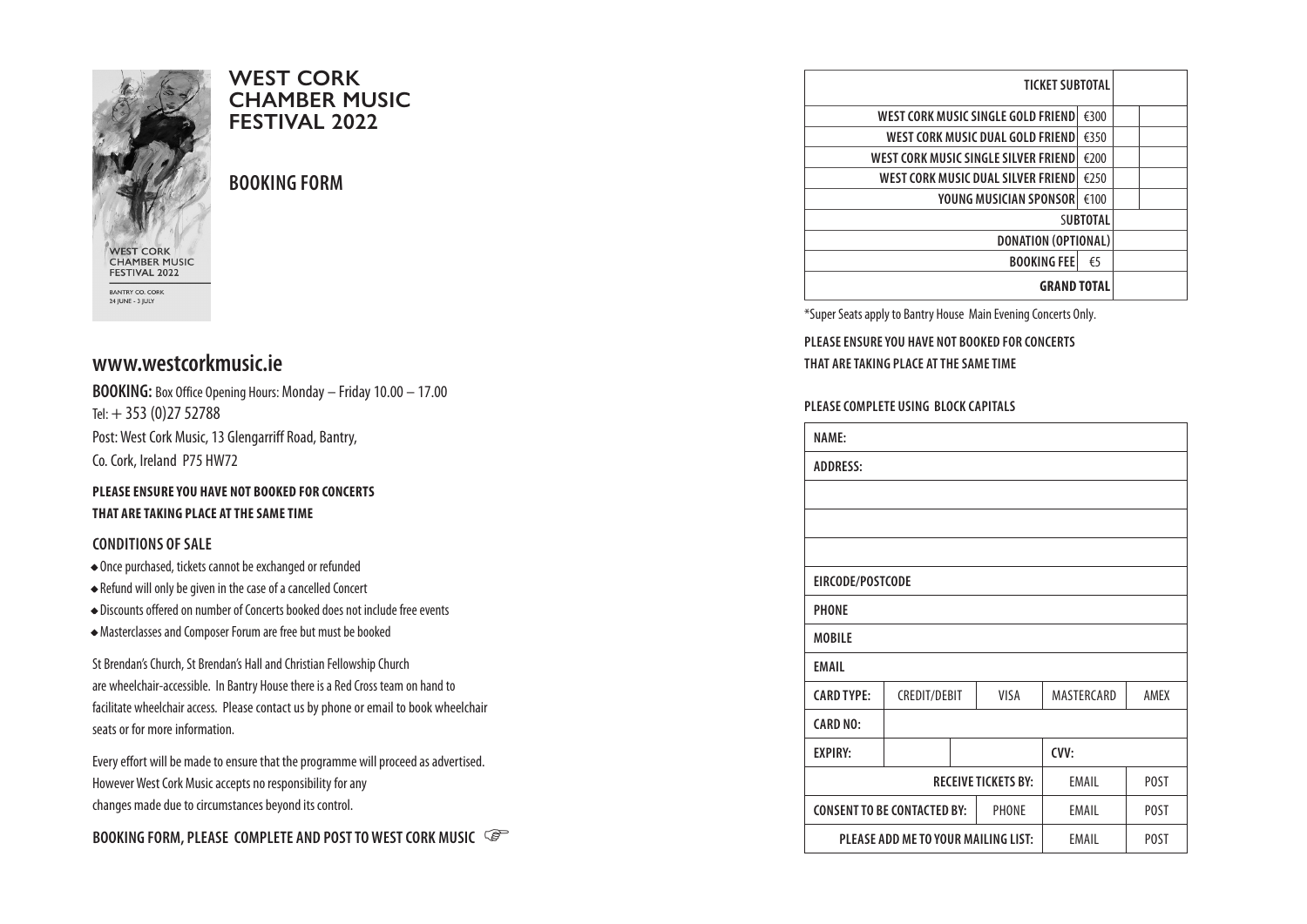# WEST CORK CHAMBER MUSIC FESTIVAL 2022

WEST CORK
CHAMBER MUSIC
FESTIVAL 2022

BANTRY CO. CORK
24 JUNE - 3 JULY

## BOOKING FORM

## www.westcorkmusic.ie

**BOOKING:** Box Office Opening Hours: Monday – Friday 10.00 – 17.00
Tel: + 353 (0)27 52788
Post: West Cork Music, 13 Glengarriff Road, Bantry,
Co. Cork, Ireland P75 HW72

**PLEASE ENSURE YOU HAVE NOT BOOKED FOR CONCERTS THAT ARE TAKING PLACE AT THE SAME TIME**

### CONDITIONS OF SALE

- Once purchased, tickets cannot be exchanged or refunded
- Refund will only be given in the case of a cancelled Concert
- Discounts offered on number of Concerts booked does not include free events
- Masterclasses and Composer Forum are free but must be booked

St Brendan's Church, St Brendan's Hall and Christian Fellowship Church are wheelchair-accessible. In Bantry House there is a Red Cross team on hand to facilitate wheelchair access. Please contact us by phone or email to book wheelchair seats or for more information.

Every effort will be made to ensure that the programme will proceed as advertised. However West Cork Music accepts no responsibility for any changes made due to circumstances beyond its control.

**BOOKING FORM, PLEASE COMPLETE AND POST TO WEST CORK MUSIC** ☞

| | | | |
|---|---|---|---|
| TICKET SUBTOTAL | | | |
| WEST CORK MUSIC SINGLE GOLD FRIEND | €300 | | |
| WEST CORK MUSIC DUAL GOLD FRIEND | €350 | | |
| WEST CORK MUSIC SINGLE SILVER FRIEND | €200 | | |
| WEST CORK MUSIC DUAL SILVER FRIEND | €250 | | |
| YOUNG MUSICIAN SPONSOR | €100 | | |
| SUBTOTAL | | | |
| DONATION (OPTIONAL) | | | |
| BOOKING FEE | €5 | | |
| GRAND TOTAL | | | |

*Super Seats apply to Bantry House Main Evening Concerts Only.

**PLEASE ENSURE YOU HAVE NOT BOOKED FOR CONCERTS THAT ARE TAKING PLACE AT THE SAME TIME**

**PLEASE COMPLETE USING BLOCK CAPITALS**

| | | | | |
|---|---|---|---|---|
| NAME: | | | | |
| ADDRESS: | | | | |
| | | | | |
| | | | | |
| | | | | |
| EIRCODE/POSTCODE | | | | |
| PHONE | | | | |
| MOBILE | | | | |
| EMAIL | | | | |
| CARD TYPE: | CREDIT/DEBIT | VISA | MASTERCARD | AMEX |
| CARD NO: | | | | |
| EXPIRY: | | | CVV: | |
| | | RECEIVE TICKETS BY: | EMAIL | POST |
| CONSENT TO BE CONTACTED BY: | | PHONE | EMAIL | POST |
| PLEASE ADD ME TO YOUR MAILING LIST: | | | EMAIL | POST |